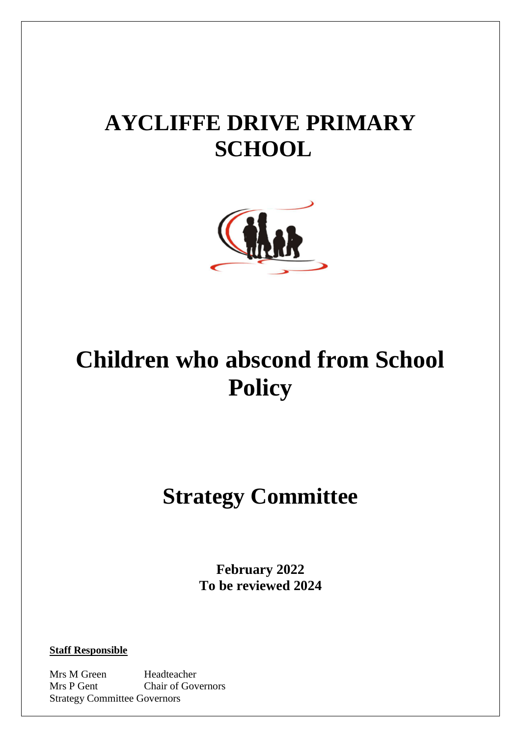# AYCLIFFE DRIVE PRIMARY SCHOOL

# Children who abscond from School Policy

## Strategy Committee

**February 2022**
**To be reviewed 2024**

**Staff Responsible**

Mrs M Green Headteacher
Mrs P Gent Chair of Governors
Strategy Committee Governors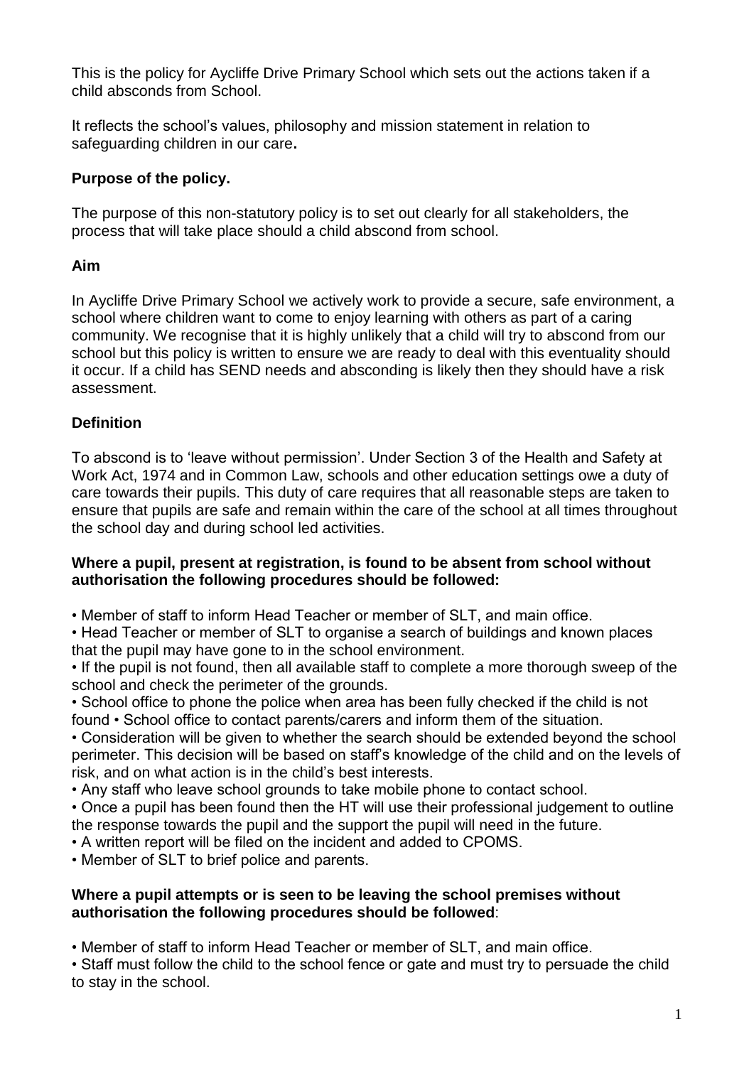This is the policy for Aycliffe Drive Primary School which sets out the actions taken if a child absconds from School.

It reflects the school's values, philosophy and mission statement in relation to safeguarding children in our care**.**

**Purpose of the policy.**

The purpose of this non-statutory policy is to set out clearly for all stakeholders, the process that will take place should a child abscond from school.

**Aim**

In Aycliffe Drive Primary School we actively work to provide a secure, safe environment, a school where children want to come to enjoy learning with others as part of a caring community. We recognise that it is highly unlikely that a child will try to abscond from our school but this policy is written to ensure we are ready to deal with this eventuality should it occur. If a child has SEND needs and absconding is likely then they should have a risk assessment.

**Definition**

To abscond is to 'leave without permission'. Under Section 3 of the Health and Safety at Work Act, 1974 and in Common Law, schools and other education settings owe a duty of care towards their pupils. This duty of care requires that all reasonable steps are taken to ensure that pupils are safe and remain within the care of the school at all times throughout the school day and during school led activities.

**Where a pupil, present at registration, is found to be absent from school without authorisation the following procedures should be followed:**

- Member of staff to inform Head Teacher or member of SLT, and main office.
- Head Teacher or member of SLT to organise a search of buildings and known places that the pupil may have gone to in the school environment.
- If the pupil is not found, then all available staff to complete a more thorough sweep of the school and check the perimeter of the grounds.
- School office to phone the police when area has been fully checked if the child is not found • School office to contact parents/carers and inform them of the situation.
- Consideration will be given to whether the search should be extended beyond the school perimeter. This decision will be based on staff's knowledge of the child and on the levels of risk, and on what action is in the child's best interests.
- Any staff who leave school grounds to take mobile phone to contact school.
- Once a pupil has been found then the HT will use their professional judgement to outline the response towards the pupil and the support the pupil will need in the future.
- A written report will be filed on the incident and added to CPOMS.
- Member of SLT to brief police and parents.

**Where a pupil attempts or is seen to be leaving the school premises without authorisation the following procedures should be followed**:

- Member of staff to inform Head Teacher or member of SLT, and main office.
- Staff must follow the child to the school fence or gate and must try to persuade the child to stay in the school.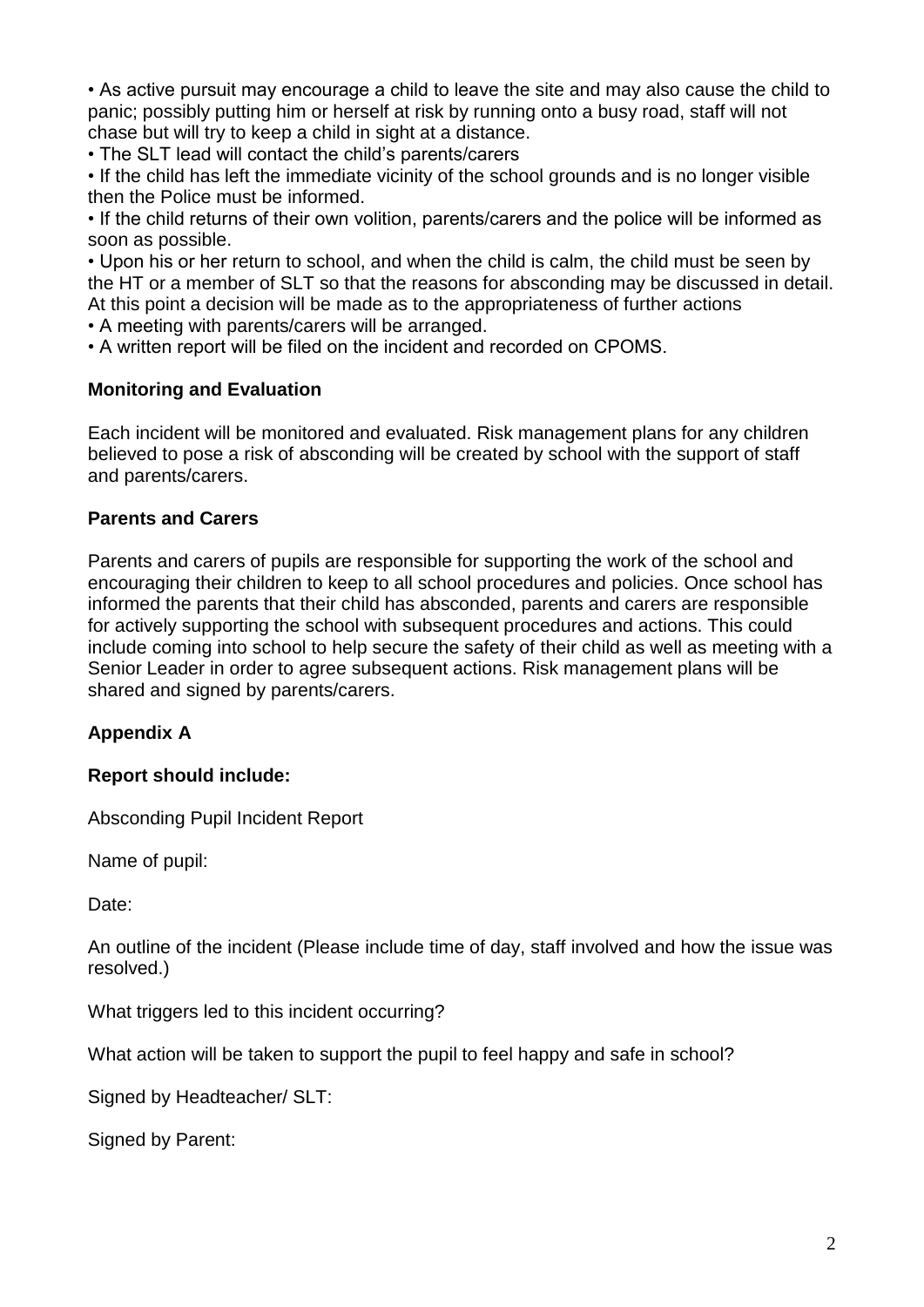- As active pursuit may encourage a child to leave the site and may also cause the child to panic; possibly putting him or herself at risk by running onto a busy road, staff will not chase but will try to keep a child in sight at a distance.
- The SLT lead will contact the child's parents/carers
- If the child has left the immediate vicinity of the school grounds and is no longer visible then the Police must be informed.
- If the child returns of their own volition, parents/carers and the police will be informed as soon as possible.
- Upon his or her return to school, and when the child is calm, the child must be seen by the HT or a member of SLT so that the reasons for absconding may be discussed in detail. At this point a decision will be made as to the appropriateness of further actions
- A meeting with parents/carers will be arranged.
- A written report will be filed on the incident and recorded on CPOMS.

**Monitoring and Evaluation**

Each incident will be monitored and evaluated. Risk management plans for any children believed to pose a risk of absconding will be created by school with the support of staff and parents/carers.

**Parents and Carers**

Parents and carers of pupils are responsible for supporting the work of the school and encouraging their children to keep to all school procedures and policies. Once school has informed the parents that their child has absconded, parents and carers are responsible for actively supporting the school with subsequent procedures and actions. This could include coming into school to help secure the safety of their child as well as meeting with a Senior Leader in order to agree subsequent actions. Risk management plans will be shared and signed by parents/carers.

**Appendix A**

**Report should include:**

Absconding Pupil Incident Report

Name of pupil:

Date:

An outline of the incident (Please include time of day, staff involved and how the issue was resolved.)

What triggers led to this incident occurring?

What action will be taken to support the pupil to feel happy and safe in school?

Signed by Headteacher/ SLT:

Signed by Parent: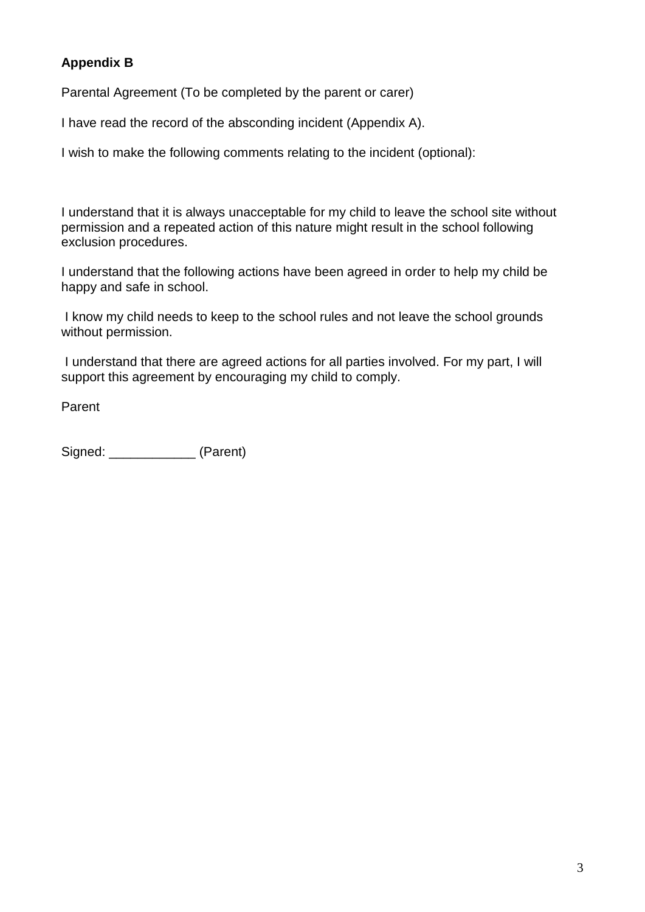**Appendix B**

Parental Agreement (To be completed by the parent or carer)

I have read the record of the absconding incident (Appendix A).

I wish to make the following comments relating to the incident (optional):

I understand that it is always unacceptable for my child to leave the school site without permission and a repeated action of this nature might result in the school following exclusion procedures.

I understand that the following actions have been agreed in order to help my child be happy and safe in school.

I know my child needs to keep to the school rules and not leave the school grounds without permission.

I understand that there are agreed actions for all parties involved. For my part, I will support this agreement by encouraging my child to comply.

Parent

Signed: ____________ (Parent)